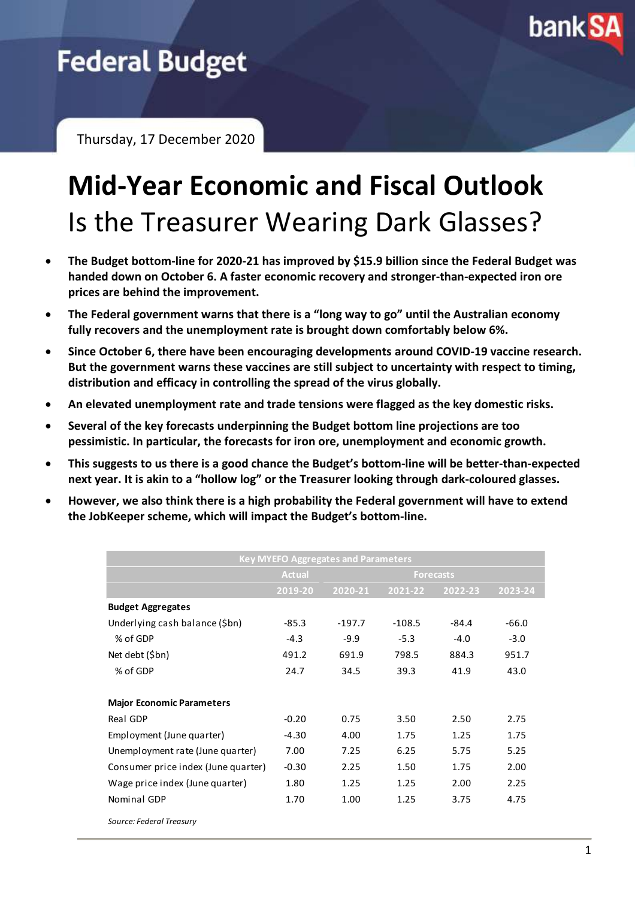# Federal Budget

Thursday, 17 December 2020

# Mid-Year Economic and Fiscal Outlook

## Is the Treasurer Wearing Dark Glasses?

- **The Budget bottom-line for 2020-21 has improved by $15.9 billion since the Federal Budget was handed down on October 6. A faster economic recovery and stronger-than-expected iron ore prices are behind the improvement.**
- **The Federal government warns that there is a "long way to go" until the Australian economy fully recovers and the unemployment rate is brought down comfortably below 6%.**
- **Since October 6, there have been encouraging developments around COVID-19 vaccine research. But the government warns these vaccines are still subject to uncertainty with respect to timing, distribution and efficacy in controlling the spread of the virus globally.**
- **An elevated unemployment rate and trade tensions were flagged as the key domestic risks.**
- **Several of the key forecasts underpinning the Budget bottom line projections are too pessimistic. In particular, the forecasts for iron ore, unemployment and economic growth.**
- **This suggests to us there is a good chance the Budget's bottom-line will be better-than-expected next year. It is akin to a "hollow log" or the Treasurer looking through dark-coloured glasses.**
- **However, we also think there is a high probability the Federal government will have to extend the JobKeeper scheme, which will impact the Budget's bottom-line.**

| Key MYEFO Aggregates and Parameters | | | | | |
|---|---|---|---|---|---|
| | Actual | Forecasts | | | |
| | 2019-20 | 2020-21 | 2021-22 | 2022-23 | 2023-24 |
| **Budget Aggregates** | | | | | |
| Underlying cash balance ($bn) | -85.3 | -197.7 | -108.5 | -84.4 | -66.0 |
| % of GDP | -4.3 | -9.9 | -5.3 | -4.0 | -3.0 |
| Net debt ($bn) | 491.2 | 691.9 | 798.5 | 884.3 | 951.7 |
| % of GDP | 24.7 | 34.5 | 39.3 | 41.9 | 43.0 |
| **Major Economic Parameters** | | | | | |
| Real GDP | -0.20 | 0.75 | 3.50 | 2.50 | 2.75 |
| Employment (June quarter) | -4.30 | 4.00 | 1.75 | 1.25 | 1.75 |
| Unemployment rate (June quarter) | 7.00 | 7.25 | 6.25 | 5.75 | 5.25 |
| Consumer price index (June quarter) | -0.30 | 2.25 | 1.50 | 1.75 | 2.00 |
| Wage price index (June quarter) | 1.80 | 1.25 | 1.25 | 2.00 | 2.25 |
| Nominal GDP | 1.70 | 1.00 | 1.25 | 3.75 | 4.75 |

*Source: Federal Treasury*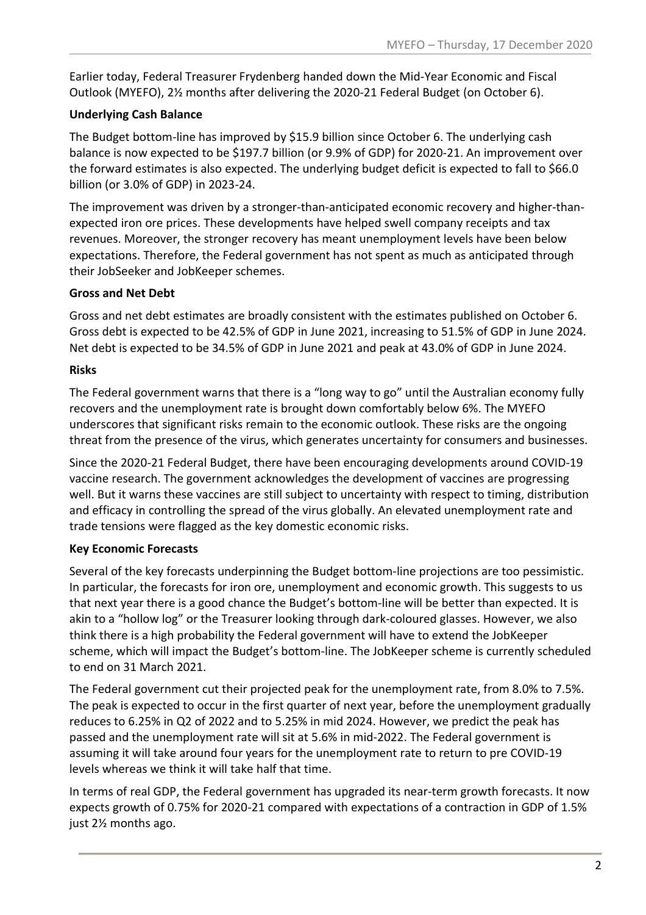Earlier today, Federal Treasurer Frydenberg handed down the Mid-Year Economic and Fiscal Outlook (MYEFO), 2½ months after delivering the 2020-21 Federal Budget (on October 6).

**Underlying Cash Balance**

The Budget bottom-line has improved by $15.9 billion since October 6. The underlying cash balance is now expected to be $197.7 billion (or 9.9% of GDP) for 2020-21. An improvement over the forward estimates is also expected. The underlying budget deficit is expected to fall to $66.0 billion (or 3.0% of GDP) in 2023-24.

The improvement was driven by a stronger-than-anticipated economic recovery and higher-than-expected iron ore prices. These developments have helped swell company receipts and tax revenues. Moreover, the stronger recovery has meant unemployment levels have been below expectations. Therefore, the Federal government has not spent as much as anticipated through their JobSeeker and JobKeeper schemes.

**Gross and Net Debt**

Gross and net debt estimates are broadly consistent with the estimates published on October 6. Gross debt is expected to be 42.5% of GDP in June 2021, increasing to 51.5% of GDP in June 2024. Net debt is expected to be 34.5% of GDP in June 2021 and peak at 43.0% of GDP in June 2024.

**Risks**

The Federal government warns that there is a "long way to go" until the Australian economy fully recovers and the unemployment rate is brought down comfortably below 6%. The MYEFO underscores that significant risks remain to the economic outlook. These risks are the ongoing threat from the presence of the virus, which generates uncertainty for consumers and businesses.

Since the 2020-21 Federal Budget, there have been encouraging developments around COVID-19 vaccine research. The government acknowledges the development of vaccines are progressing well. But it warns these vaccines are still subject to uncertainty with respect to timing, distribution and efficacy in controlling the spread of the virus globally. An elevated unemployment rate and trade tensions were flagged as the key domestic economic risks.

**Key Economic Forecasts**

Several of the key forecasts underpinning the Budget bottom-line projections are too pessimistic. In particular, the forecasts for iron ore, unemployment and economic growth. This suggests to us that next year there is a good chance the Budget's bottom-line will be better than expected. It is akin to a "hollow log" or the Treasurer looking through dark-coloured glasses. However, we also think there is a high probability the Federal government will have to extend the JobKeeper scheme, which will impact the Budget's bottom-line. The JobKeeper scheme is currently scheduled to end on 31 March 2021.

The Federal government cut their projected peak for the unemployment rate, from 8.0% to 7.5%. The peak is expected to occur in the first quarter of next year, before the unemployment gradually reduces to 6.25% in Q2 of 2022 and to 5.25% in mid 2024. However, we predict the peak has passed and the unemployment rate will sit at 5.6% in mid-2022. The Federal government is assuming it will take around four years for the unemployment rate to return to pre COVID-19 levels whereas we think it will take half that time.

In terms of real GDP, the Federal government has upgraded its near-term growth forecasts. It now expects growth of 0.75% for 2020-21 compared with expectations of a contraction in GDP of 1.5% just 2½ months ago.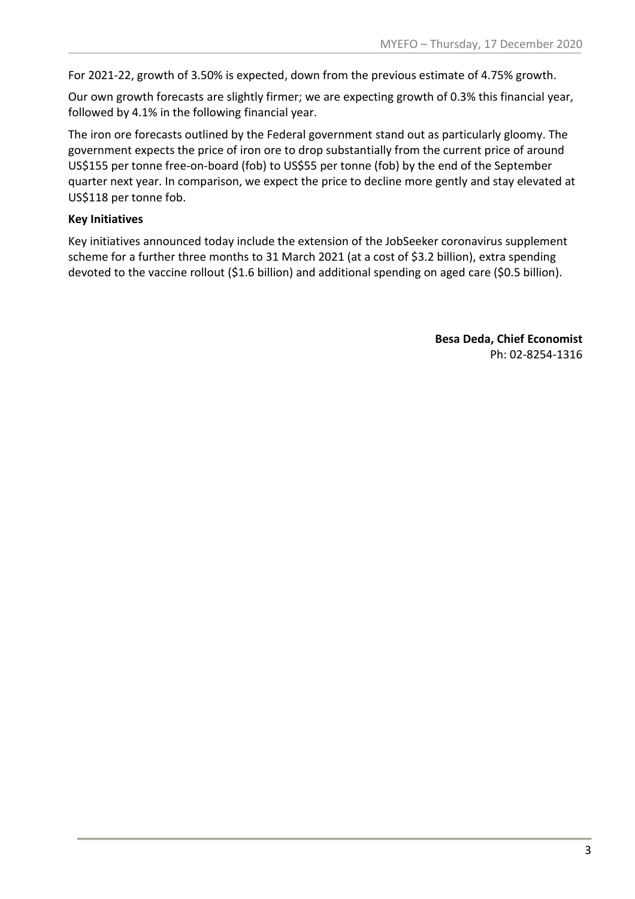For 2021-22, growth of 3.50% is expected, down from the previous estimate of 4.75% growth.

Our own growth forecasts are slightly firmer; we are expecting growth of 0.3% this financial year, followed by 4.1% in the following financial year.

The iron ore forecasts outlined by the Federal government stand out as particularly gloomy. The government expects the price of iron ore to drop substantially from the current price of around US$155 per tonne free-on-board (fob) to US$55 per tonne (fob) by the end of the September quarter next year. In comparison, we expect the price to decline more gently and stay elevated at US$118 per tonne fob.

**Key Initiatives**

Key initiatives announced today include the extension of the JobSeeker coronavirus supplement scheme for a further three months to 31 March 2021 (at a cost of $3.2 billion), extra spending devoted to the vaccine rollout ($1.6 billion) and additional spending on aged care ($0.5 billion).

**Besa Deda, Chief Economist**
Ph: 02-8254-1316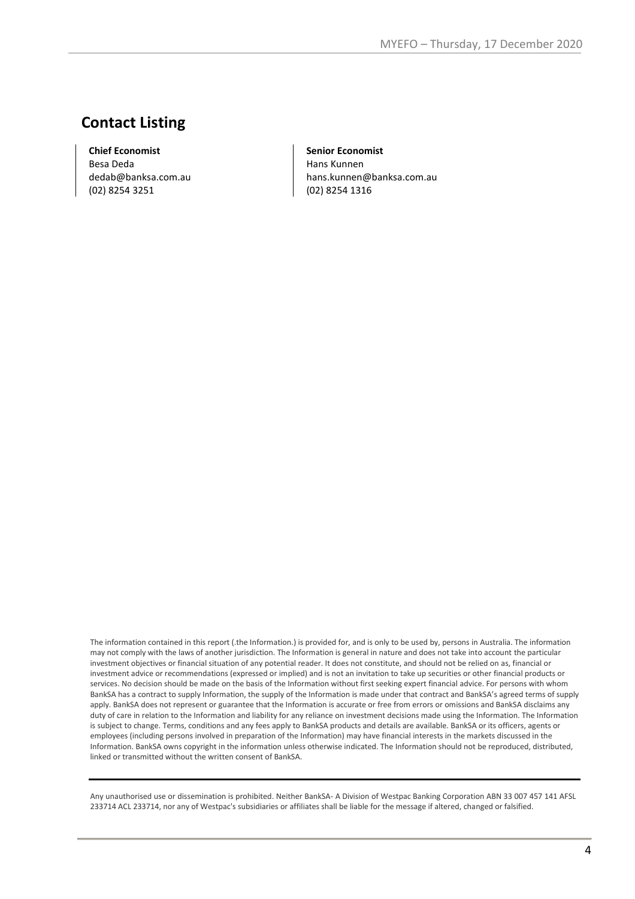## Contact Listing

**Chief Economist**
Besa Deda
dedab@banksa.com.au
(02) 8254 3251

**Senior Economist**
Hans Kunnen
hans.kunnen@banksa.com.au
(02) 8254 1316

The information contained in this report (.the Information.) is provided for, and is only to be used by, persons in Australia. The information may not comply with the laws of another jurisdiction. The Information is general in nature and does not take into account the particular investment objectives or financial situation of any potential reader. It does not constitute, and should not be relied on as, financial or investment advice or recommendations (expressed or implied) and is not an invitation to take up securities or other financial products or services. No decision should be made on the basis of the Information without first seeking expert financial advice. For persons with whom BankSA has a contract to supply Information, the supply of the Information is made under that contract and BankSA's agreed terms of supply apply. BankSA does not represent or guarantee that the Information is accurate or free from errors or omissions and BankSA disclaims any duty of care in relation to the Information and liability for any reliance on investment decisions made using the Information. The Information is subject to change. Terms, conditions and any fees apply to BankSA products and details are available. BankSA or its officers, agents or employees (including persons involved in preparation of the Information) may have financial interests in the markets discussed in the Information. BankSA owns copyright in the information unless otherwise indicated. The Information should not be reproduced, distributed, linked or transmitted without the written consent of BankSA.

Any unauthorised use or dissemination is prohibited. Neither BankSA- A Division of Westpac Banking Corporation ABN 33 007 457 141 AFSL 233714 ACL 233714, nor any of Westpac's subsidiaries or affiliates shall be liable for the message if altered, changed or falsified.